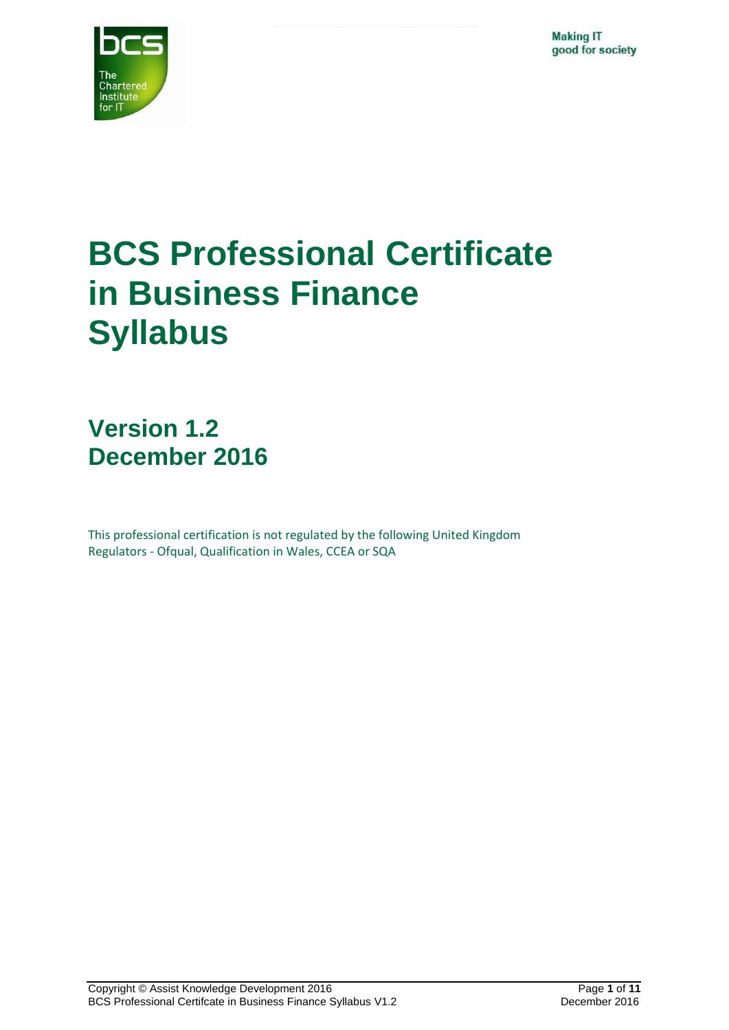# BCS Professional Certificate in Business Finance Syllabus

## Version 1.2
## December 2016

This professional certification is not regulated by the following United Kingdom Regulators - Ofqual, Qualification in Wales, CCEA or SQA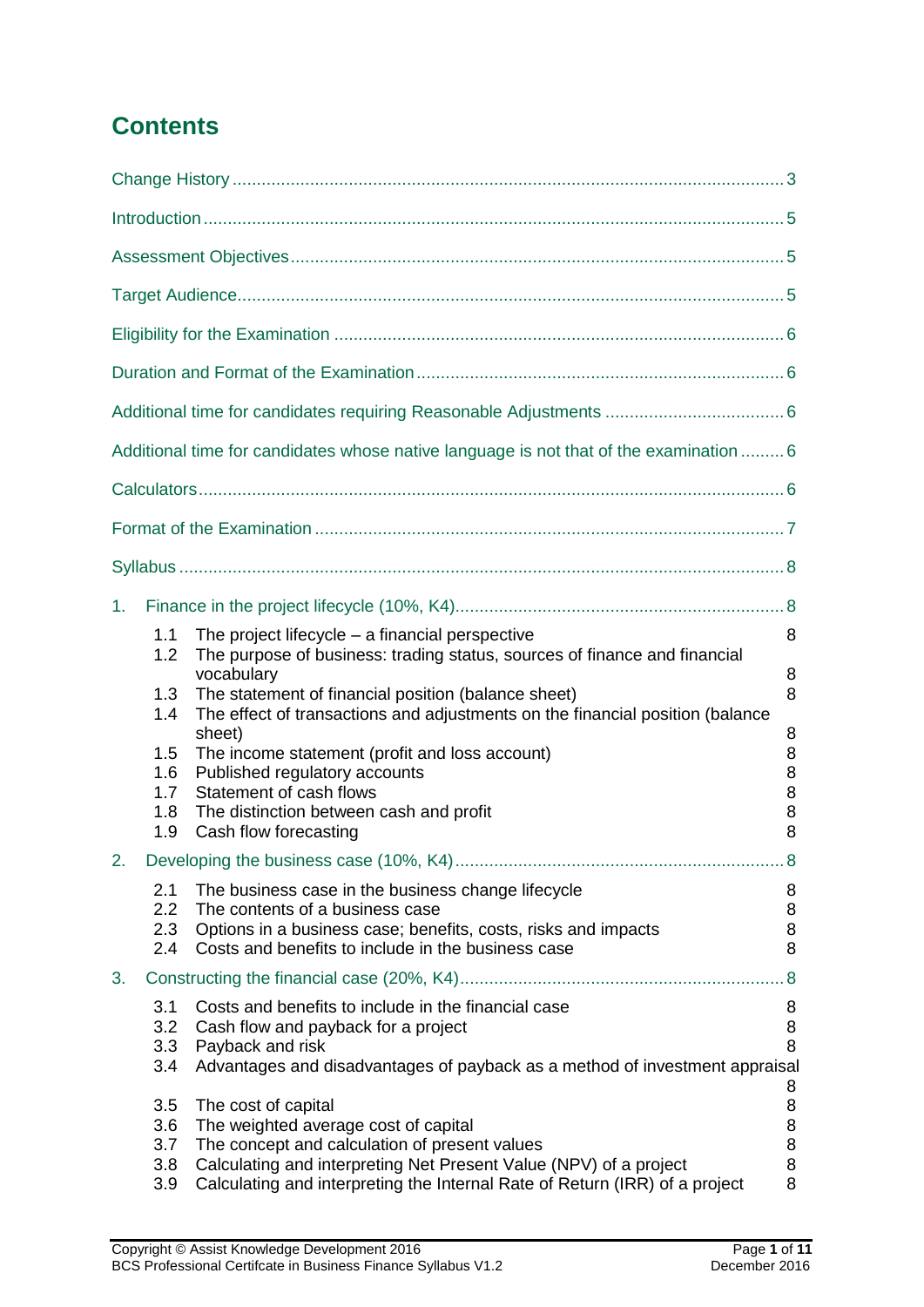# Contents

Change History ..... 3

Introduction ..... 5

Assessment Objectives ..... 5

Target Audience ..... 5

Eligibility for the Examination ..... 6

Duration and Format of the Examination ..... 6

Additional time for candidates requiring Reasonable Adjustments ..... 6

Additional time for candidates whose native language is not that of the examination ..... 6

Calculators ..... 6

Format of the Examination ..... 7

Syllabus ..... 8

1. Finance in the project lifecycle (10%, K4) ..... 8
   - 1.1 The project lifecycle – a financial perspective 8
   - 1.2 The purpose of business: trading status, sources of finance and financial vocabulary 8
   - 1.3 The statement of financial position (balance sheet) 8
   - 1.4 The effect of transactions and adjustments on the financial position (balance sheet) 8
   - 1.5 The income statement (profit and loss account) 8
   - 1.6 Published regulatory accounts 8
   - 1.7 Statement of cash flows 8
   - 1.8 The distinction between cash and profit 8
   - 1.9 Cash flow forecasting 8

2. Developing the business case (10%, K4) ..... 8
   - 2.1 The business case in the business change lifecycle 8
   - 2.2 The contents of a business case 8
   - 2.3 Options in a business case; benefits, costs, risks and impacts 8
   - 2.4 Costs and benefits to include in the business case 8

3. Constructing the financial case (20%, K4) ..... 8
   - 3.1 Costs and benefits to include in the financial case 8
   - 3.2 Cash flow and payback for a project 8
   - 3.3 Payback and risk 8
   - 3.4 Advantages and disadvantages of payback as a method of investment appraisal 8
   - 3.5 The cost of capital 8
   - 3.6 The weighted average cost of capital 8
   - 3.7 The concept and calculation of present values 8
   - 3.8 Calculating and interpreting Net Present Value (NPV) of a project 8
   - 3.9 Calculating and interpreting the Internal Rate of Return (IRR) of a project 8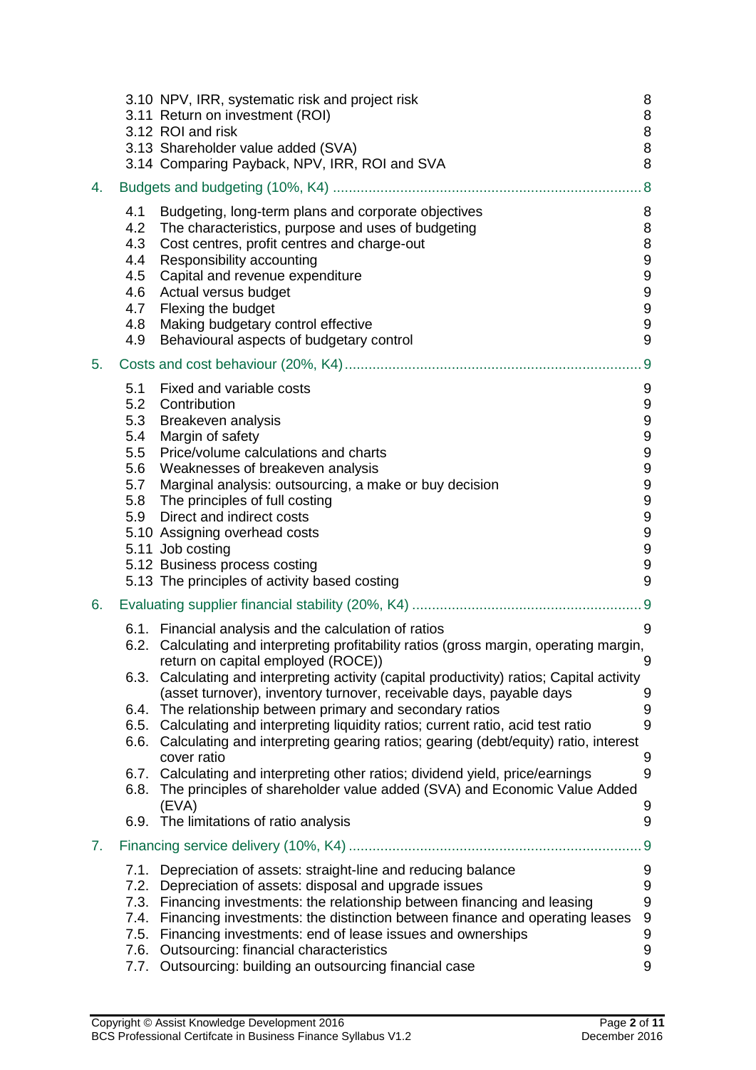3.10 NPV, IRR, systematic risk and project risk 8
3.11 Return on investment (ROI) 8
3.12 ROI and risk 8
3.13 Shareholder value added (SVA) 8
3.14 Comparing Payback, NPV, IRR, ROI and SVA 8

4. Budgets and budgeting (10%, K4) ........ 8

4.1 Budgeting, long-term plans and corporate objectives 8
4.2 The characteristics, purpose and uses of budgeting 8
4.3 Cost centres, profit centres and charge-out 8
4.4 Responsibility accounting 9
4.5 Capital and revenue expenditure 9
4.6 Actual versus budget 9
4.7 Flexing the budget 9
4.8 Making budgetary control effective 9
4.9 Behavioural aspects of budgetary control 9

5. Costs and cost behaviour (20%, K4) ........ 9

5.1 Fixed and variable costs 9
5.2 Contribution 9
5.3 Breakeven analysis 9
5.4 Margin of safety 9
5.5 Price/volume calculations and charts 9
5.6 Weaknesses of breakeven analysis 9
5.7 Marginal analysis: outsourcing, a make or buy decision 9
5.8 The principles of full costing 9
5.9 Direct and indirect costs 9
5.10 Assigning overhead costs 9
5.11 Job costing 9
5.12 Business process costing 9
5.13 The principles of activity based costing 9

6. Evaluating supplier financial stability (20%, K4) ........ 9

6.1. Financial analysis and the calculation of ratios 9
6.2. Calculating and interpreting profitability ratios (gross margin, operating margin, return on capital employed (ROCE)) 9
6.3. Calculating and interpreting activity (capital productivity) ratios; Capital activity (asset turnover), inventory turnover, receivable days, payable days 9
6.4. The relationship between primary and secondary ratios 9
6.5. Calculating and interpreting liquidity ratios; current ratio, acid test ratio 9
6.6. Calculating and interpreting gearing ratios; gearing (debt/equity) ratio, interest cover ratio 9
6.7. Calculating and interpreting other ratios; dividend yield, price/earnings 9
6.8. The principles of shareholder value added (SVA) and Economic Value Added (EVA) 9
6.9. The limitations of ratio analysis 9

7. Financing service delivery (10%, K4) ........ 9

7.1. Depreciation of assets: straight-line and reducing balance 9
7.2. Depreciation of assets: disposal and upgrade issues 9
7.3. Financing investments: the relationship between financing and leasing 9
7.4. Financing investments: the distinction between finance and operating leases 9
7.5. Financing investments: end of lease issues and ownerships 9
7.6. Outsourcing: financial characteristics 9
7.7. Outsourcing: building an outsourcing financial case 9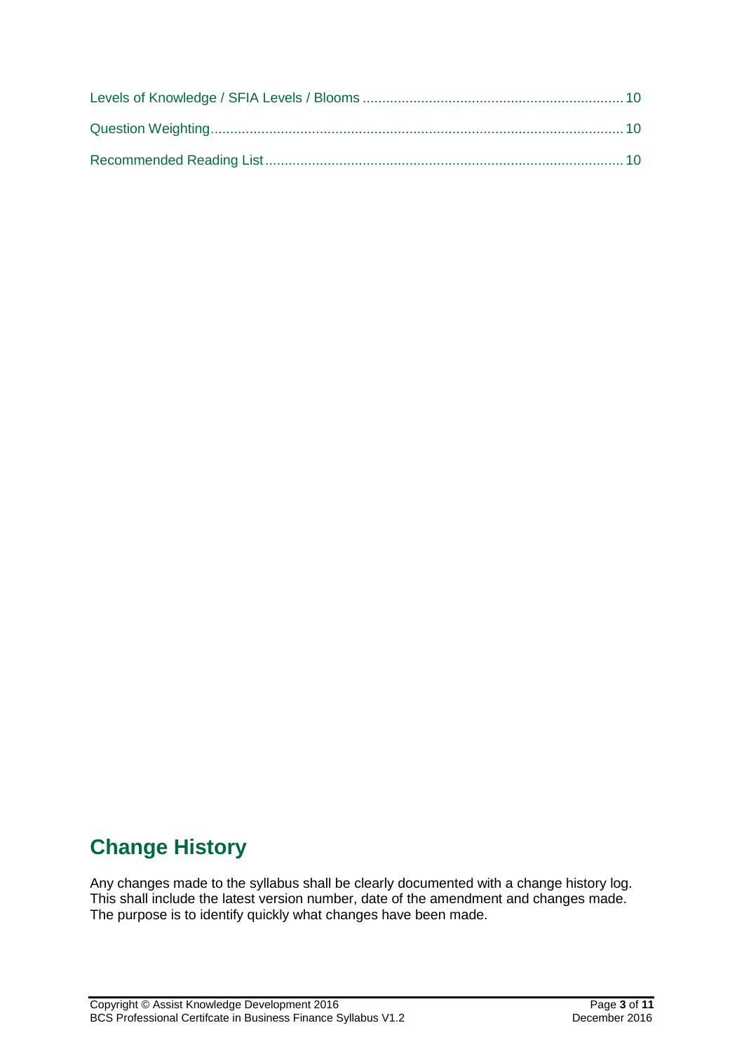Levels of Knowledge / SFIA Levels / Blooms .................................................................. 10

Question Weighting......................................................................................................... 10

Recommended Reading List ........................................................................................... 10

## Change History

Any changes made to the syllabus shall be clearly documented with a change history log. This shall include the latest version number, date of the amendment and changes made. The purpose is to identify quickly what changes have been made.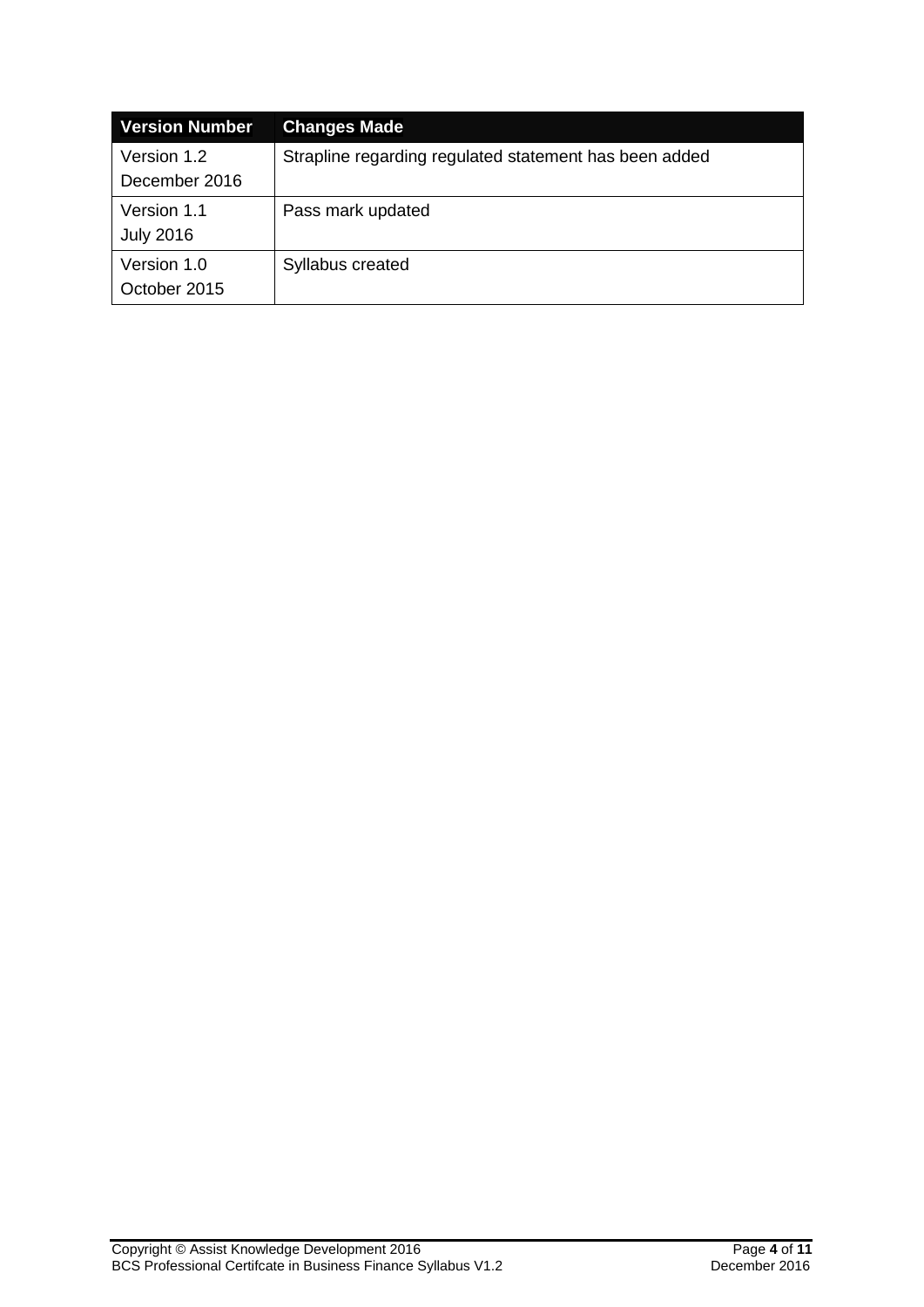| Version Number | Changes Made |
| --- | --- |
| Version 1.2<br>December 2016 | Strapline regarding regulated statement has been added |
| Version 1.1<br>July 2016 | Pass mark updated |
| Version 1.0<br>October 2015 | Syllabus created |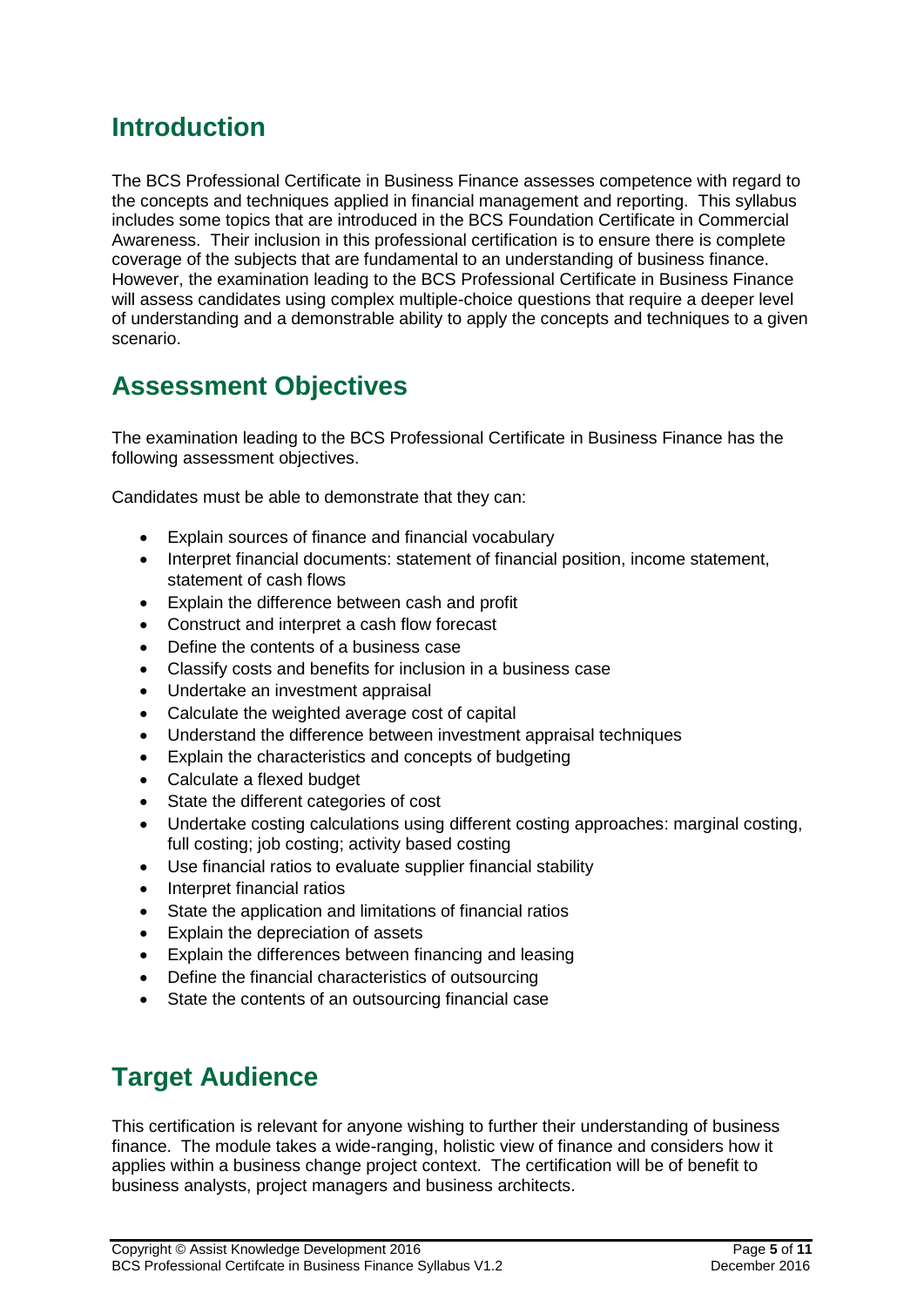## Introduction

The BCS Professional Certificate in Business Finance assesses competence with regard to the concepts and techniques applied in financial management and reporting. This syllabus includes some topics that are introduced in the BCS Foundation Certificate in Commercial Awareness. Their inclusion in this professional certification is to ensure there is complete coverage of the subjects that are fundamental to an understanding of business finance. However, the examination leading to the BCS Professional Certificate in Business Finance will assess candidates using complex multiple-choice questions that require a deeper level of understanding and a demonstrable ability to apply the concepts and techniques to a given scenario.

## Assessment Objectives

The examination leading to the BCS Professional Certificate in Business Finance has the following assessment objectives.

Candidates must be able to demonstrate that they can:

- Explain sources of finance and financial vocabulary
- Interpret financial documents: statement of financial position, income statement, statement of cash flows
- Explain the difference between cash and profit
- Construct and interpret a cash flow forecast
- Define the contents of a business case
- Classify costs and benefits for inclusion in a business case
- Undertake an investment appraisal
- Calculate the weighted average cost of capital
- Understand the difference between investment appraisal techniques
- Explain the characteristics and concepts of budgeting
- Calculate a flexed budget
- State the different categories of cost
- Undertake costing calculations using different costing approaches: marginal costing, full costing; job costing; activity based costing
- Use financial ratios to evaluate supplier financial stability
- Interpret financial ratios
- State the application and limitations of financial ratios
- Explain the depreciation of assets
- Explain the differences between financing and leasing
- Define the financial characteristics of outsourcing
- State the contents of an outsourcing financial case

## Target Audience

This certification is relevant for anyone wishing to further their understanding of business finance. The module takes a wide-ranging, holistic view of finance and considers how it applies within a business change project context. The certification will be of benefit to business analysts, project managers and business architects.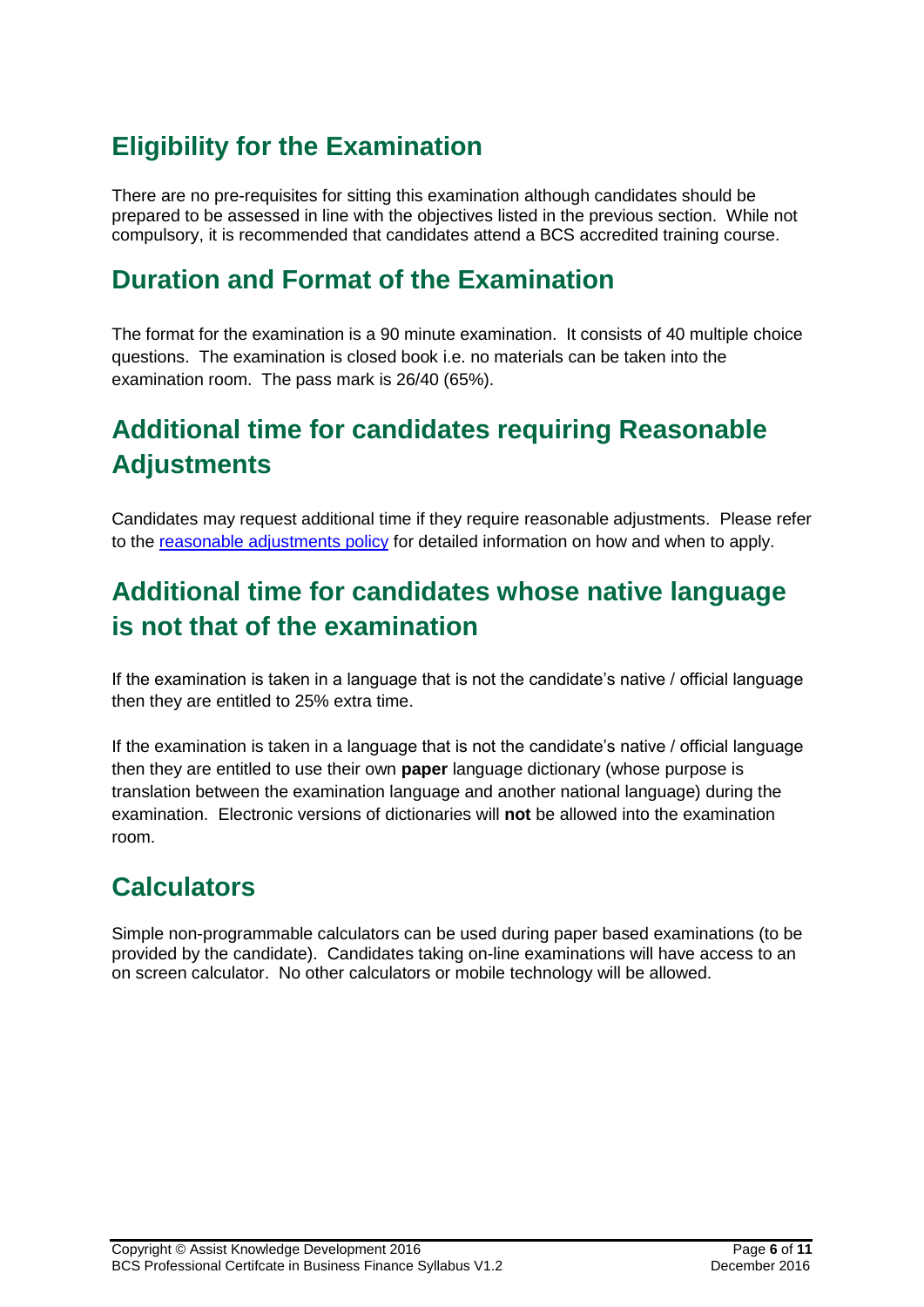## Eligibility for the Examination

There are no pre-requisites for sitting this examination although candidates should be prepared to be assessed in line with the objectives listed in the previous section. While not compulsory, it is recommended that candidates attend a BCS accredited training course.

## Duration and Format of the Examination

The format for the examination is a 90 minute examination. It consists of 40 multiple choice questions. The examination is closed book i.e. no materials can be taken into the examination room. The pass mark is 26/40 (65%).

## Additional time for candidates requiring Reasonable Adjustments

Candidates may request additional time if they require reasonable adjustments. Please refer to the reasonable adjustments policy for detailed information on how and when to apply.

## Additional time for candidates whose native language is not that of the examination

If the examination is taken in a language that is not the candidate's native / official language then they are entitled to 25% extra time.

If the examination is taken in a language that is not the candidate's native / official language then they are entitled to use their own **paper** language dictionary (whose purpose is translation between the examination language and another national language) during the examination. Electronic versions of dictionaries will **not** be allowed into the examination room.

## Calculators

Simple non-programmable calculators can be used during paper based examinations (to be provided by the candidate). Candidates taking on-line examinations will have access to an on screen calculator. No other calculators or mobile technology will be allowed.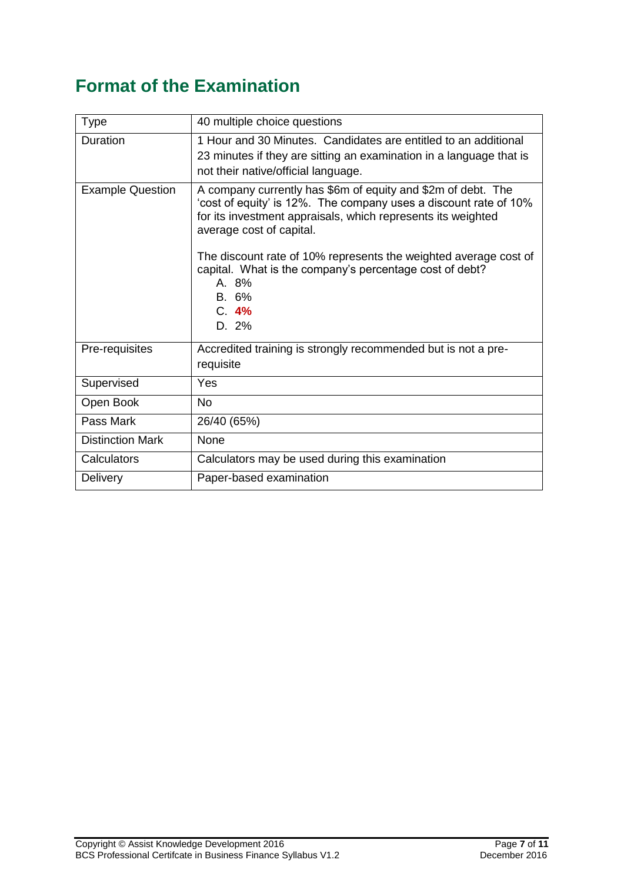## Format of the Examination

| Type | 40 multiple choice questions |
|---|---|
| Duration | 1 Hour and 30 Minutes. Candidates are entitled to an additional 23 minutes if they are sitting an examination in a language that is not their native/official language. |
| Example Question | A company currently has $6m of equity and $2m of debt. The 'cost of equity' is 12%. The company uses a discount rate of 10% for its investment appraisals, which represents its weighted average cost of capital.<br><br>The discount rate of 10% represents the weighted average cost of capital. What is the company's percentage cost of debt?<br>A. 8%<br>B. 6%<br>C. **4%**<br>D. 2% |
| Pre-requisites | Accredited training is strongly recommended but is not a pre-requisite |
| Supervised | Yes |
| Open Book | No |
| Pass Mark | 26/40 (65%) |
| Distinction Mark | None |
| Calculators | Calculators may be used during this examination |
| Delivery | Paper-based examination |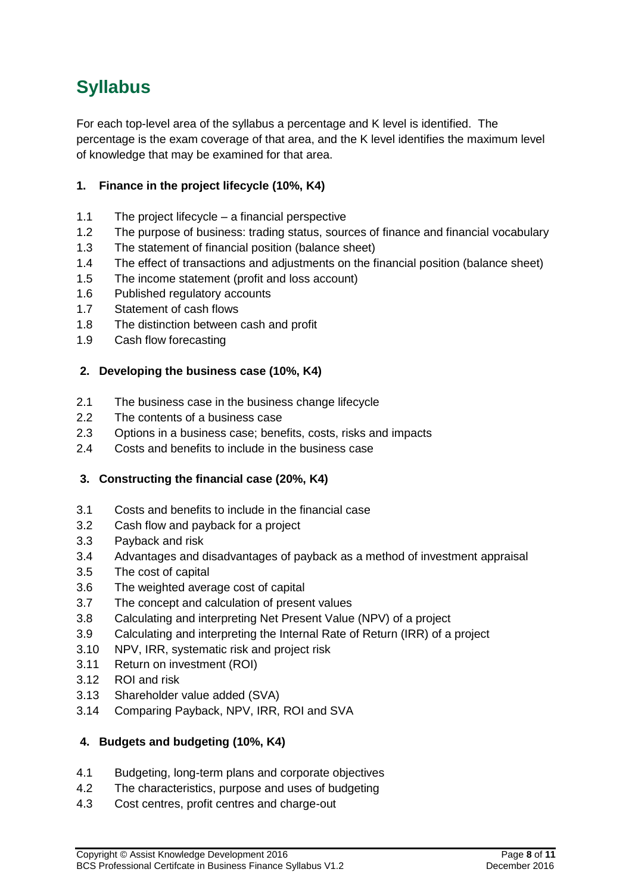# Syllabus

For each top-level area of the syllabus a percentage and K level is identified. The percentage is the exam coverage of that area, and the K level identifies the maximum level of knowledge that may be examined for that area.

### 1. Finance in the project lifecycle (10%, K4)

- 1.1 The project lifecycle – a financial perspective
- 1.2 The purpose of business: trading status, sources of finance and financial vocabulary
- 1.3 The statement of financial position (balance sheet)
- 1.4 The effect of transactions and adjustments on the financial position (balance sheet)
- 1.5 The income statement (profit and loss account)
- 1.6 Published regulatory accounts
- 1.7 Statement of cash flows
- 1.8 The distinction between cash and profit
- 1.9 Cash flow forecasting

### 2. Developing the business case (10%, K4)

- 2.1 The business case in the business change lifecycle
- 2.2 The contents of a business case
- 2.3 Options in a business case; benefits, costs, risks and impacts
- 2.4 Costs and benefits to include in the business case

### 3. Constructing the financial case (20%, K4)

- 3.1 Costs and benefits to include in the financial case
- 3.2 Cash flow and payback for a project
- 3.3 Payback and risk
- 3.4 Advantages and disadvantages of payback as a method of investment appraisal
- 3.5 The cost of capital
- 3.6 The weighted average cost of capital
- 3.7 The concept and calculation of present values
- 3.8 Calculating and interpreting Net Present Value (NPV) of a project
- 3.9 Calculating and interpreting the Internal Rate of Return (IRR) of a project
- 3.10 NPV, IRR, systematic risk and project risk
- 3.11 Return on investment (ROI)
- 3.12 ROI and risk
- 3.13 Shareholder value added (SVA)
- 3.14 Comparing Payback, NPV, IRR, ROI and SVA

### 4. Budgets and budgeting (10%, K4)

- 4.1 Budgeting, long-term plans and corporate objectives
- 4.2 The characteristics, purpose and uses of budgeting
- 4.3 Cost centres, profit centres and charge-out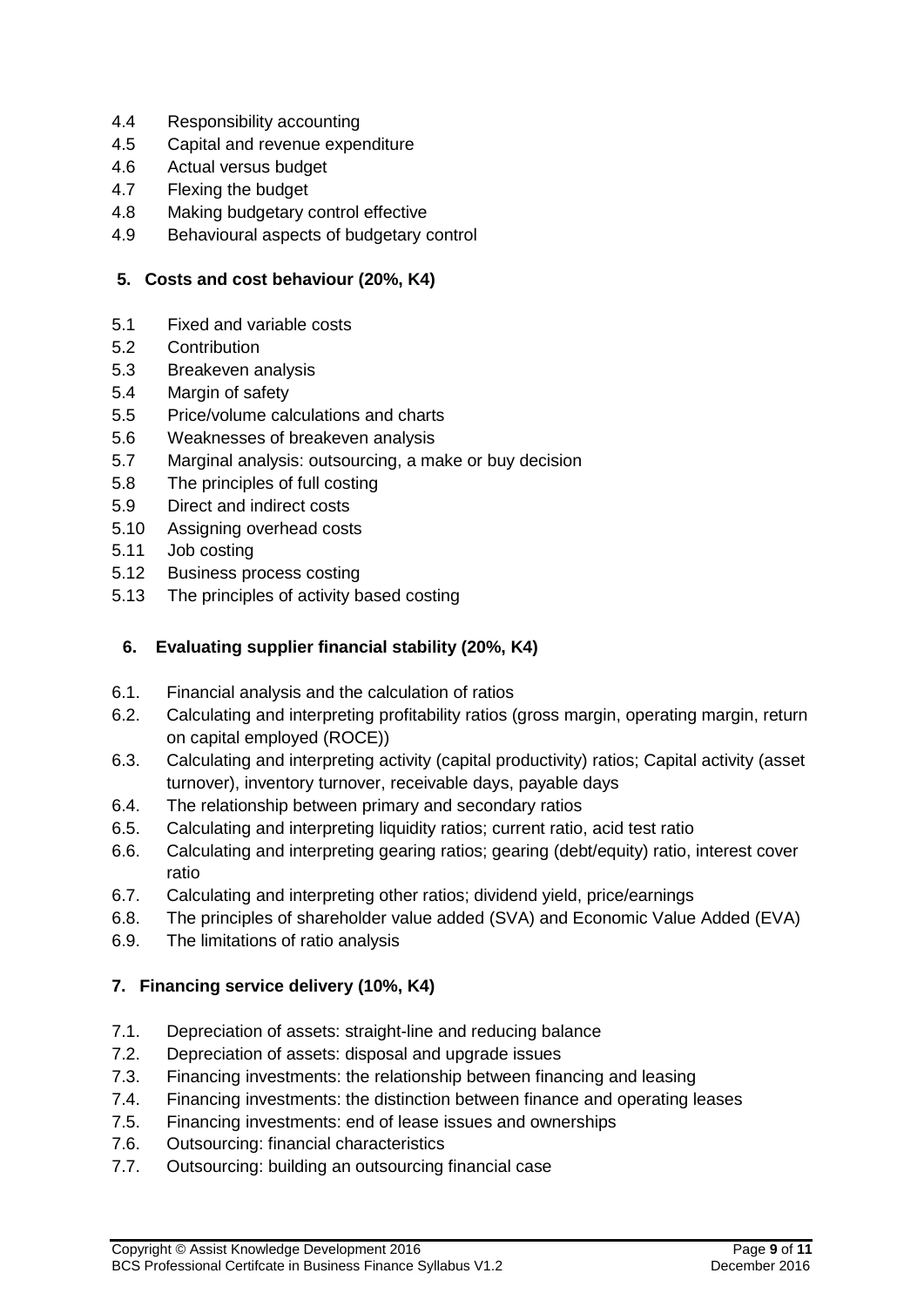4.4 Responsibility accounting
4.5 Capital and revenue expenditure
4.6 Actual versus budget
4.7 Flexing the budget
4.8 Making budgetary control effective
4.9 Behavioural aspects of budgetary control

**5. Costs and cost behaviour (20%, K4)**

5.1 Fixed and variable costs
5.2 Contribution
5.3 Breakeven analysis
5.4 Margin of safety
5.5 Price/volume calculations and charts
5.6 Weaknesses of breakeven analysis
5.7 Marginal analysis: outsourcing, a make or buy decision
5.8 The principles of full costing
5.9 Direct and indirect costs
5.10 Assigning overhead costs
5.11 Job costing
5.12 Business process costing
5.13 The principles of activity based costing

**6. Evaluating supplier financial stability (20%, K4)**

6.1. Financial analysis and the calculation of ratios
6.2. Calculating and interpreting profitability ratios (gross margin, operating margin, return on capital employed (ROCE))
6.3. Calculating and interpreting activity (capital productivity) ratios; Capital activity (asset turnover), inventory turnover, receivable days, payable days
6.4. The relationship between primary and secondary ratios
6.5. Calculating and interpreting liquidity ratios; current ratio, acid test ratio
6.6. Calculating and interpreting gearing ratios; gearing (debt/equity) ratio, interest cover ratio
6.7. Calculating and interpreting other ratios; dividend yield, price/earnings
6.8. The principles of shareholder value added (SVA) and Economic Value Added (EVA)
6.9. The limitations of ratio analysis

**7. Financing service delivery (10%, K4)**

7.1. Depreciation of assets: straight-line and reducing balance
7.2. Depreciation of assets: disposal and upgrade issues
7.3. Financing investments: the relationship between financing and leasing
7.4. Financing investments: the distinction between finance and operating leases
7.5. Financing investments: end of lease issues and ownerships
7.6. Outsourcing: financial characteristics
7.7. Outsourcing: building an outsourcing financial case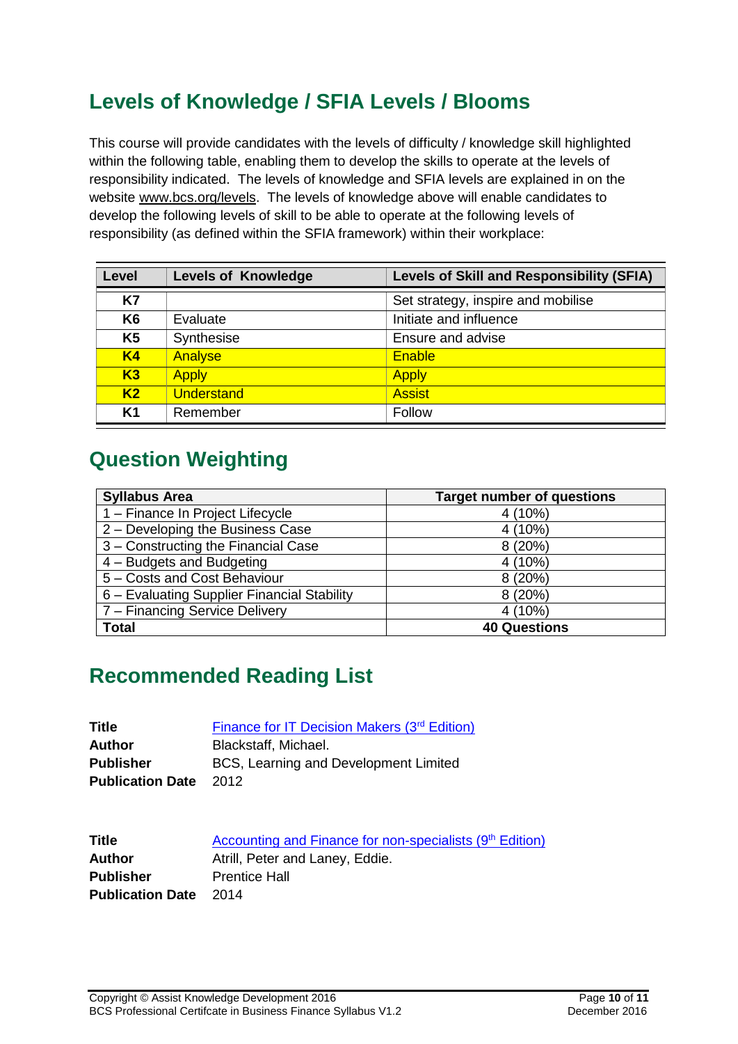## Levels of Knowledge / SFIA Levels / Blooms

This course will provide candidates with the levels of difficulty / knowledge skill highlighted within the following table, enabling them to develop the skills to operate at the levels of responsibility indicated. The levels of knowledge and SFIA levels are explained in on the website www.bcs.org/levels. The levels of knowledge above will enable candidates to develop the following levels of skill to be able to operate at the following levels of responsibility (as defined within the SFIA framework) within their workplace:

| Level | Levels of Knowledge | Levels of Skill and Responsibility (SFIA) |
|---|---|---|
| K7 | | Set strategy, inspire and mobilise |
| K6 | Evaluate | Initiate and influence |
| K5 | Synthesise | Ensure and advise |
| K4 | Analyse | Enable |
| K3 | Apply | Apply |
| K2 | Understand | Assist |
| K1 | Remember | Follow |

## Question Weighting

| Syllabus Area | Target number of questions |
|---|---|
| 1 – Finance In Project Lifecycle | 4 (10%) |
| 2 – Developing the Business Case | 4 (10%) |
| 3 – Constructing the Financial Case | 8 (20%) |
| 4 – Budgets and Budgeting | 4 (10%) |
| 5 – Costs and Cost Behaviour | 8 (20%) |
| 6 – Evaluating Supplier Financial Stability | 8 (20%) |
| 7 – Financing Service Delivery | 4 (10%) |
| **Total** | **40 Questions** |

## Recommended Reading List

**Title** Finance for IT Decision Makers (3rd Edition)
**Author** Blackstaff, Michael.
**Publisher** BCS, Learning and Development Limited
**Publication Date** 2012

**Title** Accounting and Finance for non-specialists (9th Edition)
**Author** Atrill, Peter and Laney, Eddie.
**Publisher** Prentice Hall
**Publication Date** 2014